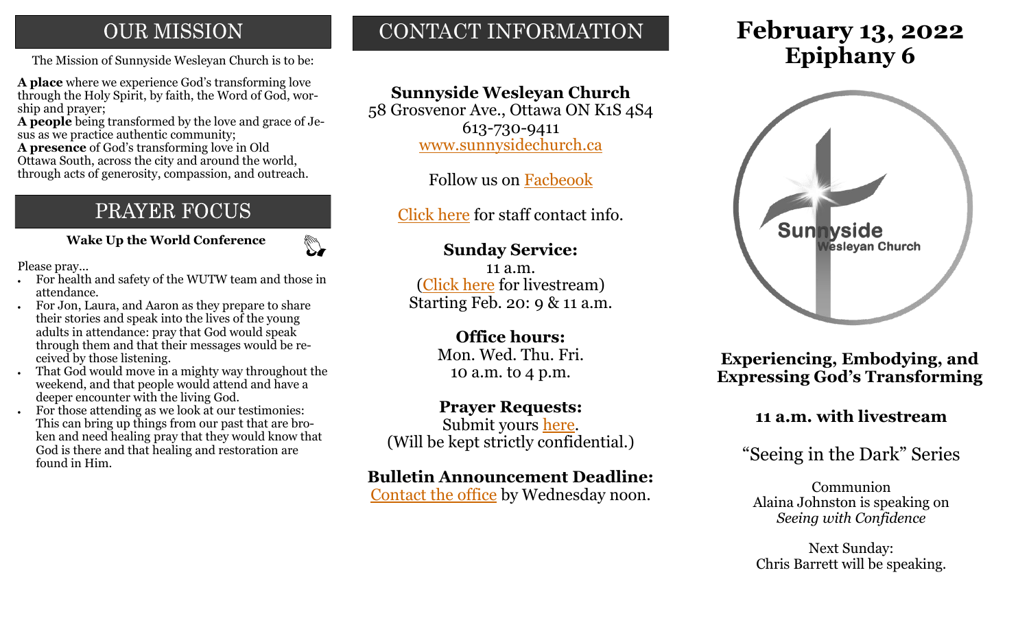## OUR MISSION

The Mission of Sunnyside Wesleyan Church is to be:

**A place** where we experience God's transforming love through the Holy Spirit, by faith, the Word of God, worship and prayer;
**A people** being transformed by the love and grace of Jesus as we practice authentic community;
**A presence** of God's transforming love in Old Ottawa South, across the city and around the world, through acts of generosity, compassion, and outreach.

## PRAYER FOCUS

**Wake Up the World Conference**

Please pray...

- For health and safety of the WUTW team and those in attendance.
- For Jon, Laura, and Aaron as they prepare to share their stories and speak into the lives of the young adults in attendance: pray that God would speak through them and that their messages would be received by those listening.
- That God would move in a mighty way throughout the weekend, and that people would attend and have a deeper encounter with the living God.
- For those attending as we look at our testimonies: This can bring up things from our past that are broken and need healing pray that they would know that God is there and that healing and restoration are found in Him.

## CONTACT INFORMATION

**Sunnyside Wesleyan Church**
58 Grosvenor Ave., Ottawa ON K1S 4S4
613-730-9411
www.sunnysidechurch.ca

Follow us on Facbeook

Click here for staff contact info.

**Sunday Service:**
11 a.m.
(Click here for livestream)
Starting Feb. 20: 9 & 11 a.m.

**Office hours:**
Mon. Wed. Thu. Fri.
10 a.m. to 4 p.m.

**Prayer Requests:**
Submit yours here.
(Will be kept strictly confidential.)

**Bulletin Announcement Deadline:**
Contact the office by Wednesday noon.

# February 13, 2022
# Epiphany 6

Sunnyside
Wesleyan Church

### Experiencing, Embodying, and Expressing God's Transforming

### 11 a.m. with livestream

## "Seeing in the Dark" Series

Communion
Alaina Johnston is speaking on
*Seeing with Confidence*

Next Sunday:
Chris Barrett will be speaking.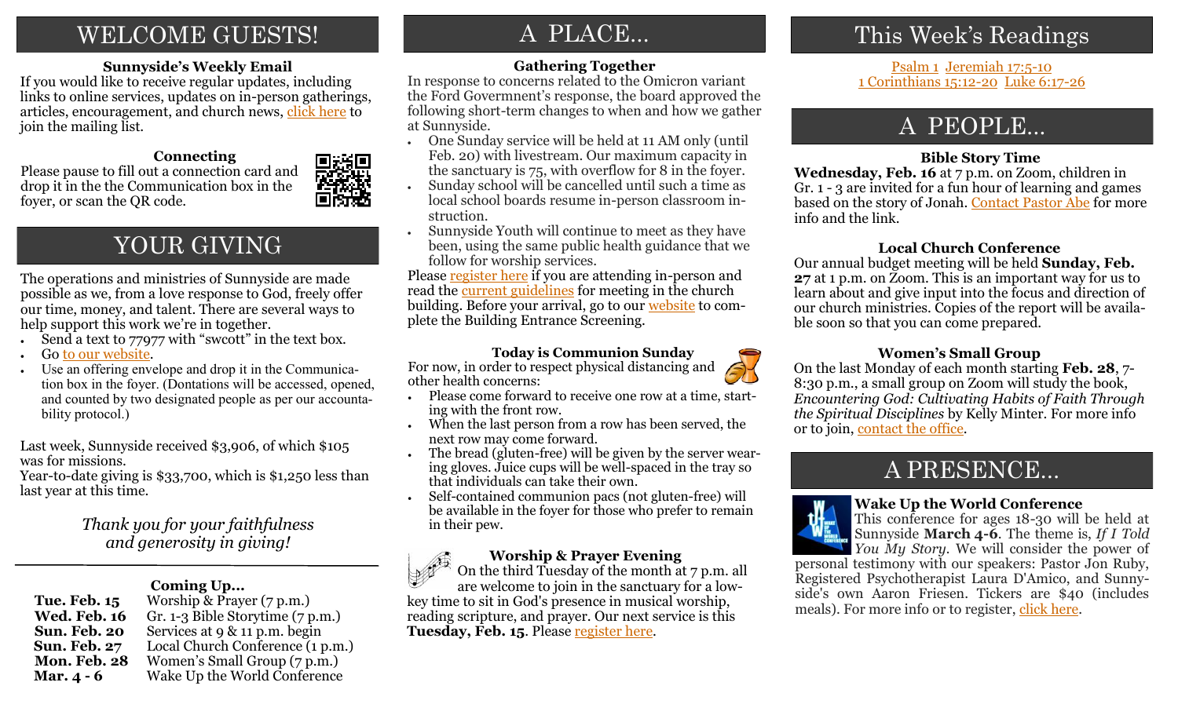# WELCOME GUESTS!

### Sunnyside's Weekly Email

If you would like to receive regular updates, including links to online services, updates on in-person gatherings, articles, encouragement, and church news, click here to join the mailing list.

### Connecting

Please pause to fill out a connection card and drop it in the the Communication box in the foyer, or scan the QR code.

# YOUR GIVING

The operations and ministries of Sunnyside are made possible as we, from a love response to God, freely offer our time, money, and talent. There are several ways to help support this work we're in together.

- Send a text to 77977 with "swcott" in the text box.
- Go to our website.
- Use an offering envelope and drop it in the Communication box in the foyer. (Dontations will be accessed, opened, and counted by two designated people as per our accountability protocol.)

Last week, Sunnyside received $3,906, of which $105 was for missions.
Year-to-date giving is $33,700, which is $1,250 less than last year at this time.

*Thank you for your faithfulness and generosity in giving!*

### Coming Up...

| | |
|---|---|
| **Tue. Feb. 15** | Worship & Prayer (7 p.m.) |
| **Wed. Feb. 16** | Gr. 1-3 Bible Storytime (7 p.m.) |
| **Sun. Feb. 20** | Services at 9 & 11 p.m. begin |
| **Sun. Feb. 27** | Local Church Conference (1 p.m.) |
| **Mon. Feb. 28** | Women's Small Group (7 p.m.) |
| **Mar. 4 - 6** | Wake Up the World Conference |

# A PLACE...

### Gathering Together

In response to concerns related to the Omicron variant the Ford Govermnent's response, the board approved the following short-term changes to when and how we gather at Sunnyside.

- One Sunday service will be held at 11 AM only (until Feb. 20) with livestream. Our maximum capacity in the sanctuary is 75, with overflow for 8 in the foyer.
- Sunday school will be cancelled until such a time as local school boards resume in-person classroom instruction.
- Sunnyside Youth will continue to meet as they have been, using the same public health guidance that we follow for worship services.

Please register here if you are attending in-person and read the current guidelines for meeting in the church building. Before your arrival, go to our website to complete the Building Entrance Screening.

### Today is Communion Sunday

For now, in order to respect physical distancing and other health concerns:

- Please come forward to receive one row at a time, starting with the front row.
- When the last person from a row has been served, the next row may come forward.
- The bread (gluten-free) will be given by the server wearing gloves. Juice cups will be well-spaced in the tray so that individuals can take their own.
- Self-contained communion pacs (not gluten-free) will be available in the foyer for those who prefer to remain in their pew.

### Worship & Prayer Evening

On the third Tuesday of the month at 7 p.m. all are welcome to join in the sanctuary for a low-key time to sit in God's presence in musical worship, reading scripture, and prayer. Our next service is this **Tuesday, Feb. 15**. Please register here.

# This Week's Readings

Psalm 1 Jeremiah 17:5-10
1 Corinthians 15:12-20 Luke 6:17-26

# A PEOPLE...

### Bible Story Time

**Wednesday, Feb. 16** at 7 p.m. on Zoom, children in Gr. 1 - 3 are invited for a fun hour of learning and games based on the story of Jonah. Contact Pastor Abe for more info and the link.

### Local Church Conference

Our annual budget meeting will be held **Sunday, Feb. 27** at 1 p.m. on Zoom. This is an important way for us to learn about and give input into the focus and direction of our church ministries. Copies of the report will be available soon so that you can come prepared.

### Women's Small Group

On the last Monday of each month starting **Feb. 28**, 7-8:30 p.m., a small group on Zoom will study the book, *Encountering God: Cultivating Habits of Faith Through the Spiritual Disciplines* by Kelly Minter. For more info or to join, contact the office.

# A PRESENCE...

### Wake Up the World Conference

This conference for ages 18-30 will be held at Sunnyside **March 4-6**. The theme is, *If I Told You My Story*. We will consider the power of personal testimony with our speakers: Pastor Jon Ruby, Registered Psychotherapist Laura D'Amico, and Sunnyside's own Aaron Friesen. Tickers are $40 (includes meals). For more info or to register, click here.